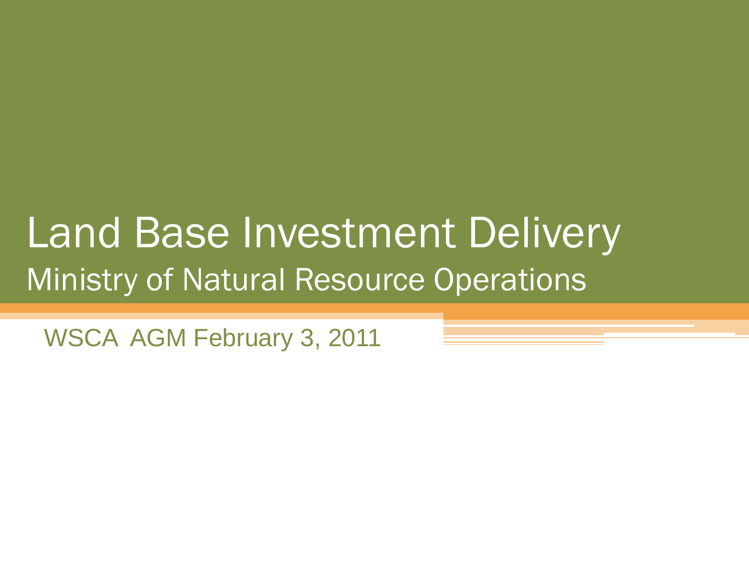# Land Base Investment Delivery

## Ministry of Natural Resource Operations

WSCA AGM February 3, 2011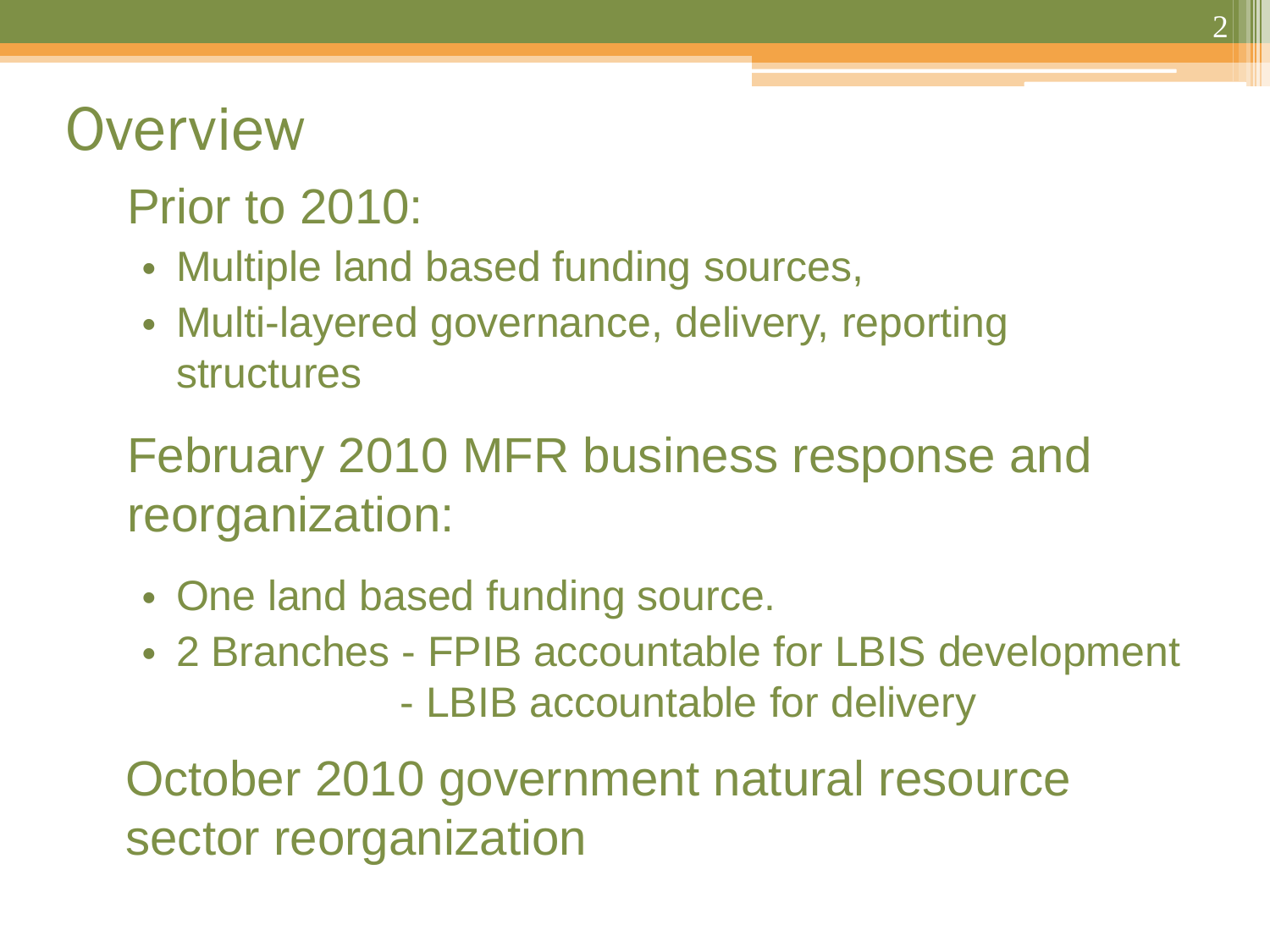# Overview

## Prior to 2010:

- Multiple land based funding sources,
- Multi-layered governance, delivery, reporting structures

## February 2010 MFR business response and reorganization:

- One land based funding source.
- 2 Branches - FPIB accountable for LBIS development
  - LBIB accountable for delivery

## October 2010 government natural resource sector reorganization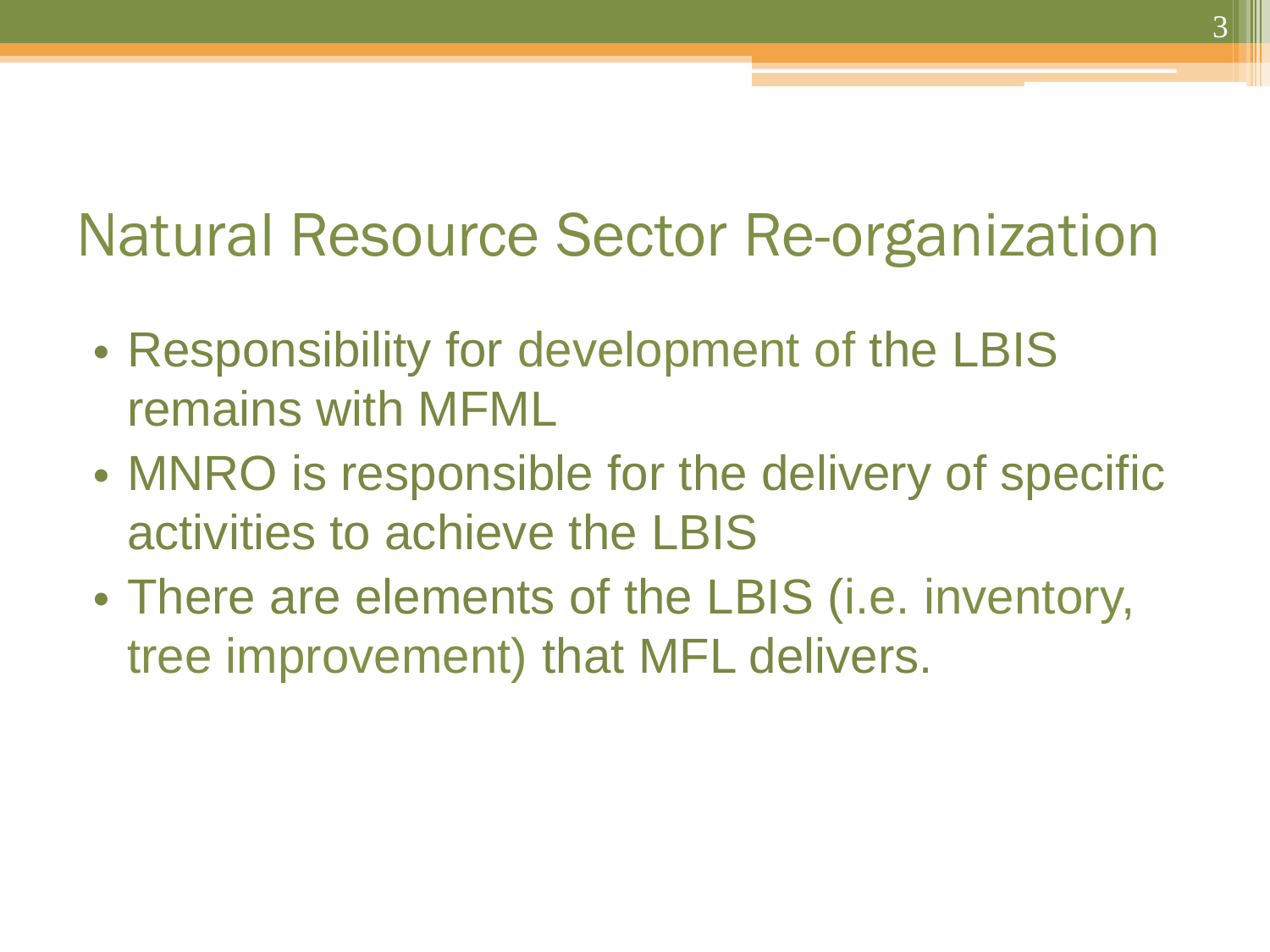# Natural Resource Sector Re-organization

- Responsibility for development of the LBIS remains with MFML
- MNRO is responsible for the delivery of specific activities to achieve the LBIS
- There are elements of the LBIS (i.e. inventory, tree improvement) that MFL delivers.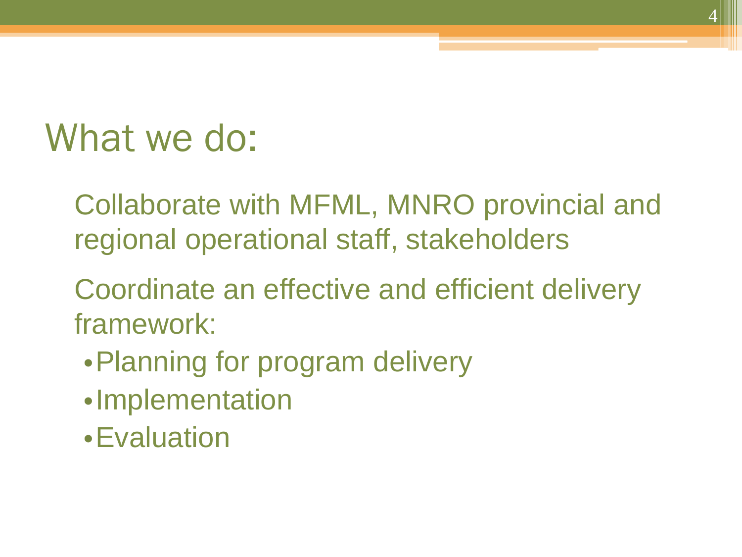# What we do:

Collaborate with MFML, MNRO provincial and regional operational staff, stakeholders

Coordinate an effective and efficient delivery framework:

- Planning for program delivery
- Implementation
- Evaluation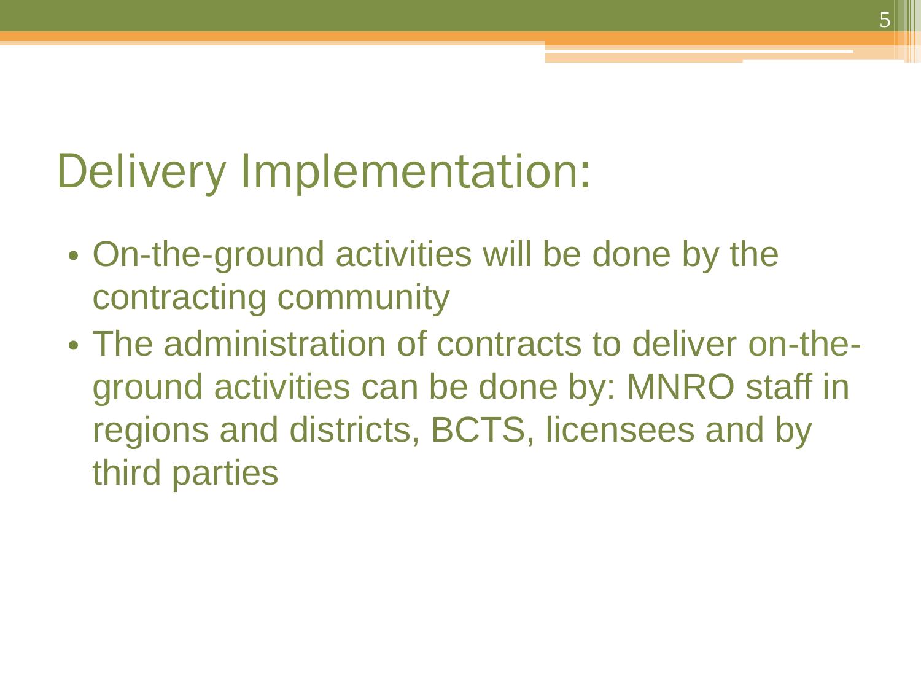# Delivery Implementation:

- On-the-ground activities will be done by the contracting community
- The administration of contracts to deliver on-the-ground activities can be done by: MNRO staff in regions and districts, BCTS, licensees and by third parties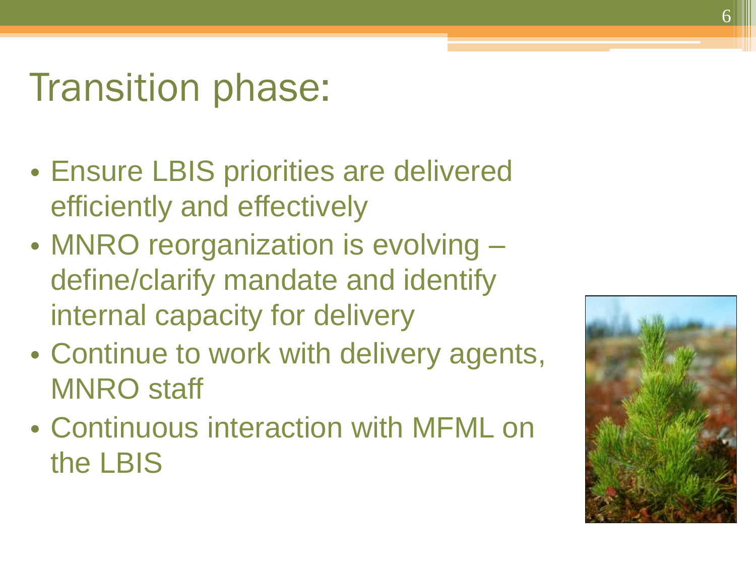# Transition phase:

- Ensure LBIS priorities are delivered efficiently and effectively
- MNRO reorganization is evolving – define/clarify mandate and identify internal capacity for delivery
- Continue to work with delivery agents, MNRO staff
- Continuous interaction with MFML on the LBIS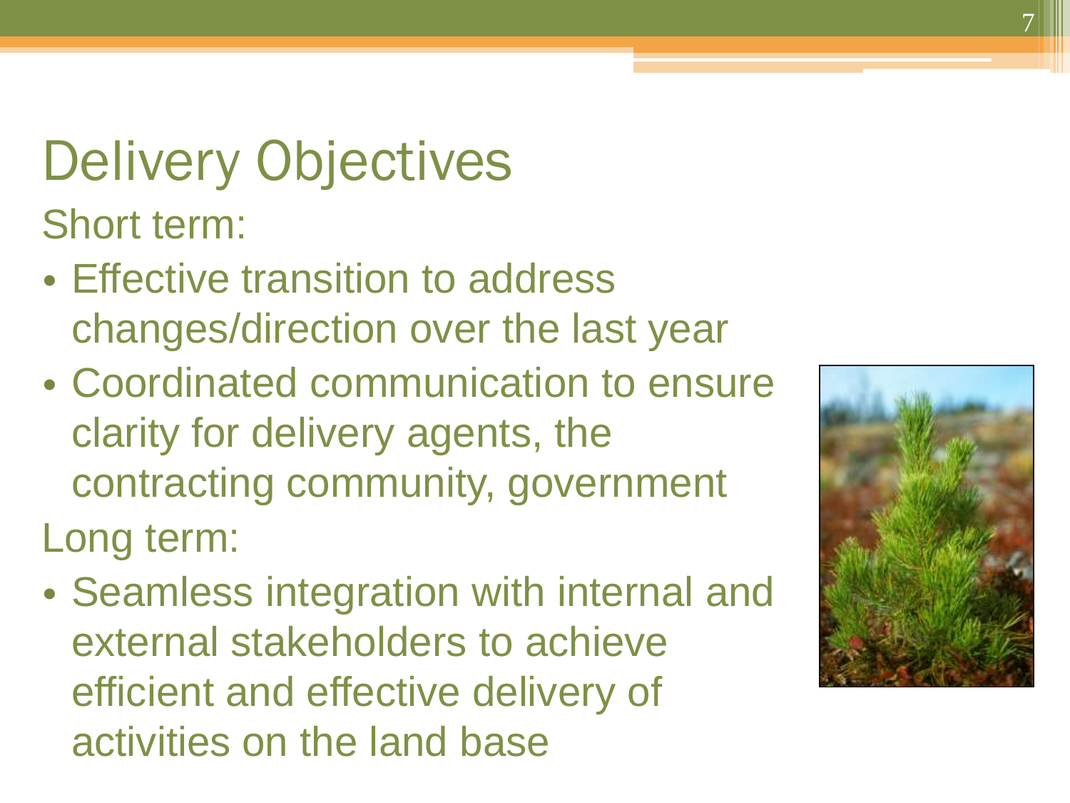# Delivery Objectives

Short term:

- Effective transition to address changes/direction over the last year
- Coordinated communication to ensure clarity for delivery agents, the contracting community, government

Long term:

- Seamless integration with internal and external stakeholders to achieve efficient and effective delivery of activities on the land base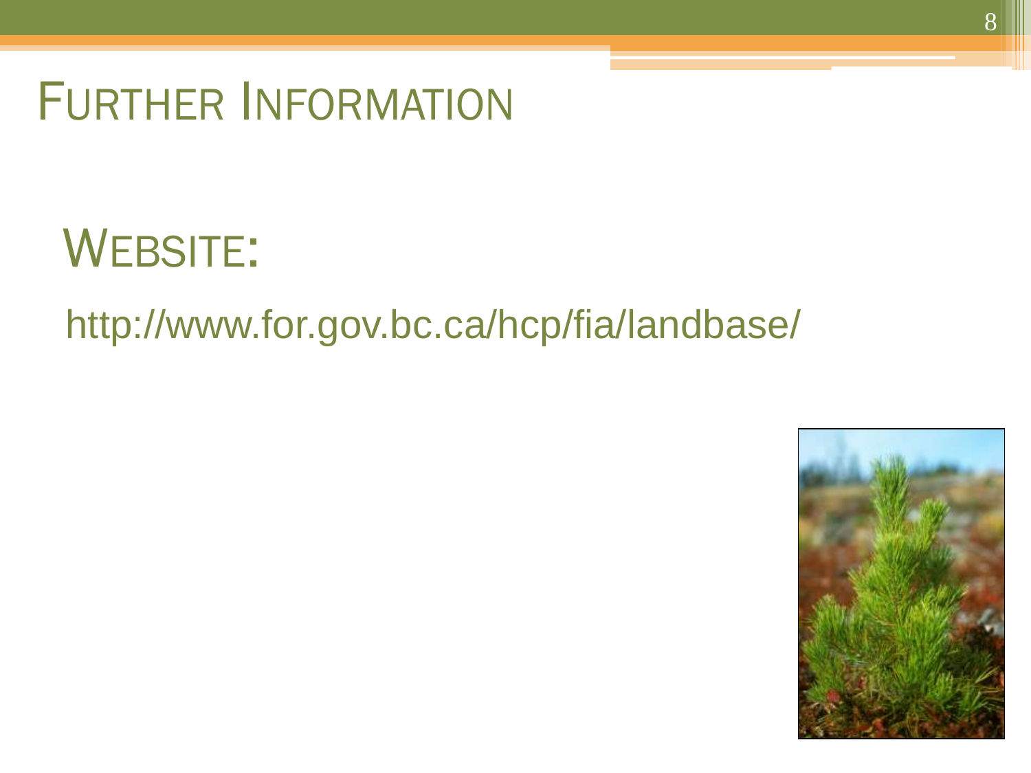# Further Information

## Website:

http://www.for.gov.bc.ca/hcp/fia/landbase/